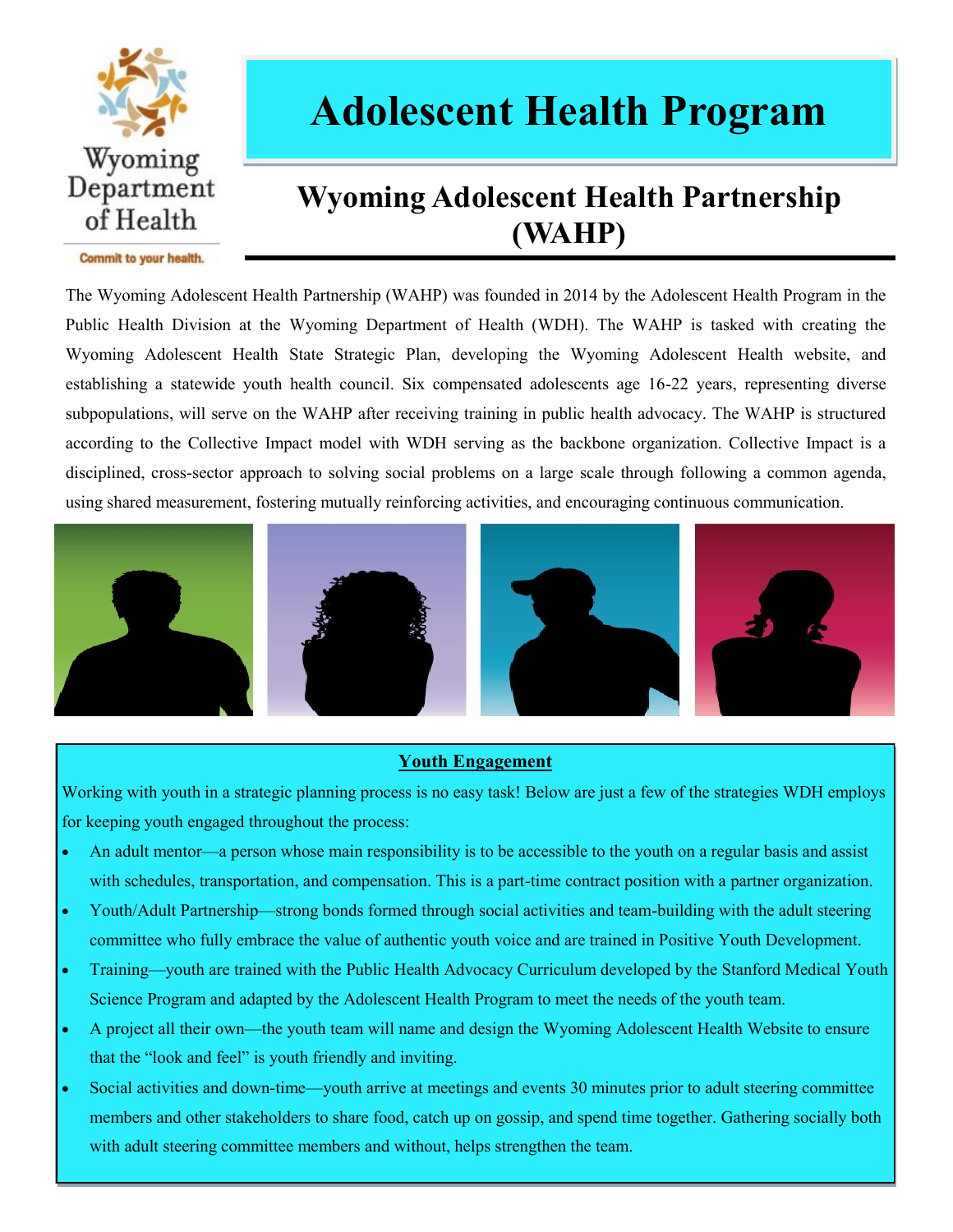Wyoming Department of Health

Commit to your health.

# Adolescent Health Program

## Wyoming Adolescent Health Partnership (WAHP)

The Wyoming Adolescent Health Partnership (WAHP) was founded in 2014 by the Adolescent Health Program in the Public Health Division at the Wyoming Department of Health (WDH). The WAHP is tasked with creating the Wyoming Adolescent Health State Strategic Plan, developing the Wyoming Adolescent Health website, and establishing a statewide youth health council. Six compensated adolescents age 16-22 years, representing diverse subpopulations, will serve on the WAHP after receiving training in public health advocacy. The WAHP is structured according to the Collective Impact model with WDH serving as the backbone organization. Collective Impact is a disciplined, cross-sector approach to solving social problems on a large scale through following a common agenda, using shared measurement, fostering mutually reinforcing activities, and encouraging continuous communication.

### Youth Engagement

Working with youth in a strategic planning process is no easy task! Below are just a few of the strategies WDH employs for keeping youth engaged throughout the process:

- An adult mentor—a person whose main responsibility is to be accessible to the youth on a regular basis and assist with schedules, transportation, and compensation. This is a part-time contract position with a partner organization.
- Youth/Adult Partnership—strong bonds formed through social activities and team-building with the adult steering committee who fully embrace the value of authentic youth voice and are trained in Positive Youth Development.
- Training—youth are trained with the Public Health Advocacy Curriculum developed by the Stanford Medical Youth Science Program and adapted by the Adolescent Health Program to meet the needs of the youth team.
- A project all their own—the youth team will name and design the Wyoming Adolescent Health Website to ensure that the "look and feel" is youth friendly and inviting.
- Social activities and down-time—youth arrive at meetings and events 30 minutes prior to adult steering committee members and other stakeholders to share food, catch up on gossip, and spend time together. Gathering socially both with adult steering committee members and without, helps strengthen the team.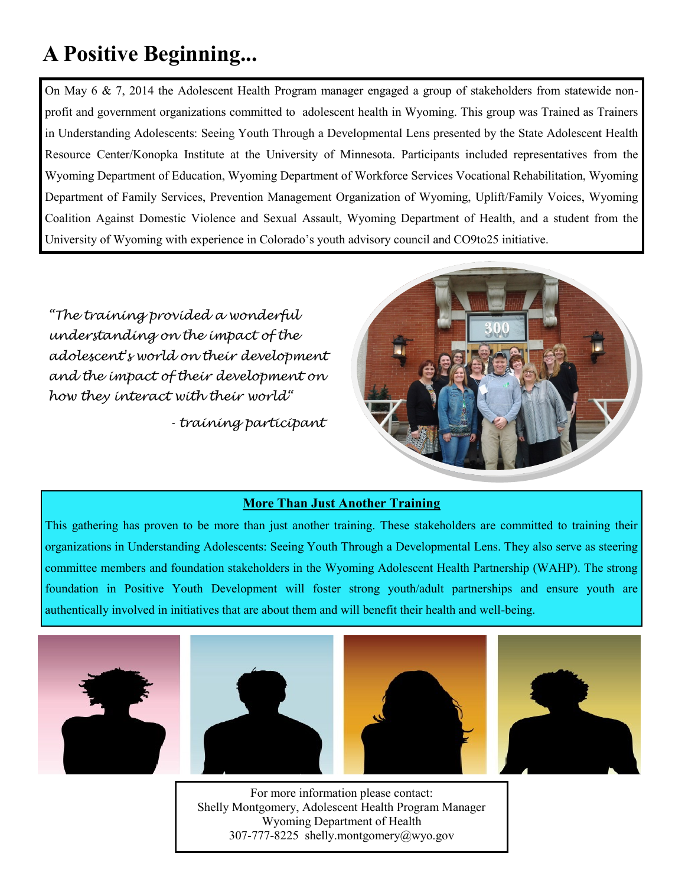# A Positive Beginning...

On May 6 & 7, 2014 the Adolescent Health Program manager engaged a group of stakeholders from statewide non-profit and government organizations committed to adolescent health in Wyoming. This group was Trained as Trainers in Understanding Adolescents: Seeing Youth Through a Developmental Lens presented by the State Adolescent Health Resource Center/Konopka Institute at the University of Minnesota. Participants included representatives from the Wyoming Department of Education, Wyoming Department of Workforce Services Vocational Rehabilitation, Wyoming Department of Family Services, Prevention Management Organization of Wyoming, Uplift/Family Voices, Wyoming Coalition Against Domestic Violence and Sexual Assault, Wyoming Department of Health, and a student from the University of Wyoming with experience in Colorado's youth advisory council and CO9to25 initiative.

*"The training provided a wonderful understanding on the impact of the adolescent's world on their development and the impact of their development on how they interact with their world"*

*- training participant*

**More Than Just Another Training**

This gathering has proven to be more than just another training. These stakeholders are committed to training their organizations in Understanding Adolescents: Seeing Youth Through a Developmental Lens. They also serve as steering committee members and foundation stakeholders in the Wyoming Adolescent Health Partnership (WAHP). The strong foundation in Positive Youth Development will foster strong youth/adult partnerships and ensure youth are authentically involved in initiatives that are about them and will benefit their health and well-being.

For more information please contact:
Shelly Montgomery, Adolescent Health Program Manager
Wyoming Department of Health
307-777-8225 shelly.montgomery@wyo.gov